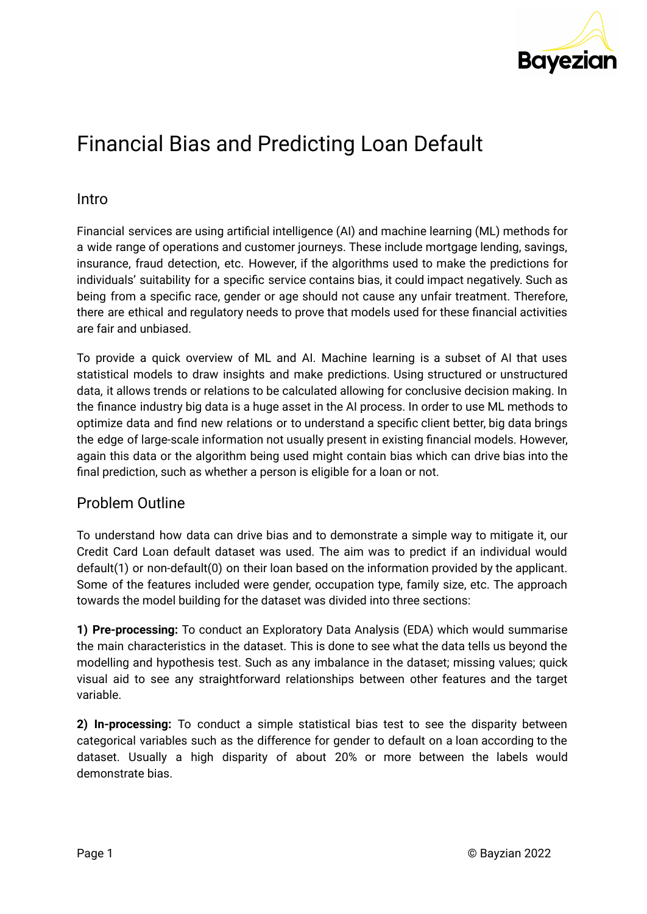# Financial Bias and Predicting Loan Default

## Intro

Financial services are using artificial intelligence (AI) and machine learning (ML) methods for a wide range of operations and customer journeys. These include mortgage lending, savings, insurance, fraud detection, etc. However, if the algorithms used to make the predictions for individuals' suitability for a specific service contains bias, it could impact negatively. Such as being from a specific race, gender or age should not cause any unfair treatment. Therefore, there are ethical and regulatory needs to prove that models used for these financial activities are fair and unbiased.

To provide a quick overview of ML and AI. Machine learning is a subset of AI that uses statistical models to draw insights and make predictions. Using structured or unstructured data, it allows trends or relations to be calculated allowing for conclusive decision making. In the finance industry big data is a huge asset in the AI process. In order to use ML methods to optimize data and find new relations or to understand a specific client better, big data brings the edge of large-scale information not usually present in existing financial models. However, again this data or the algorithm being used might contain bias which can drive bias into the final prediction, such as whether a person is eligible for a loan or not.

## Problem Outline

To understand how data can drive bias and to demonstrate a simple way to mitigate it, our Credit Card Loan default dataset was used. The aim was to predict if an individual would default(1) or non-default(0) on their loan based on the information provided by the applicant. Some of the features included were gender, occupation type, family size, etc. The approach towards the model building for the dataset was divided into three sections:

**1) Pre-processing:** To conduct an Exploratory Data Analysis (EDA) which would summarise the main characteristics in the dataset. This is done to see what the data tells us beyond the modelling and hypothesis test. Such as any imbalance in the dataset; missing values; quick visual aid to see any straightforward relationships between other features and the target variable.

**2) In-processing:** To conduct a simple statistical bias test to see the disparity between categorical variables such as the difference for gender to default on a loan according to the dataset. Usually a high disparity of about 20% or more between the labels would demonstrate bias.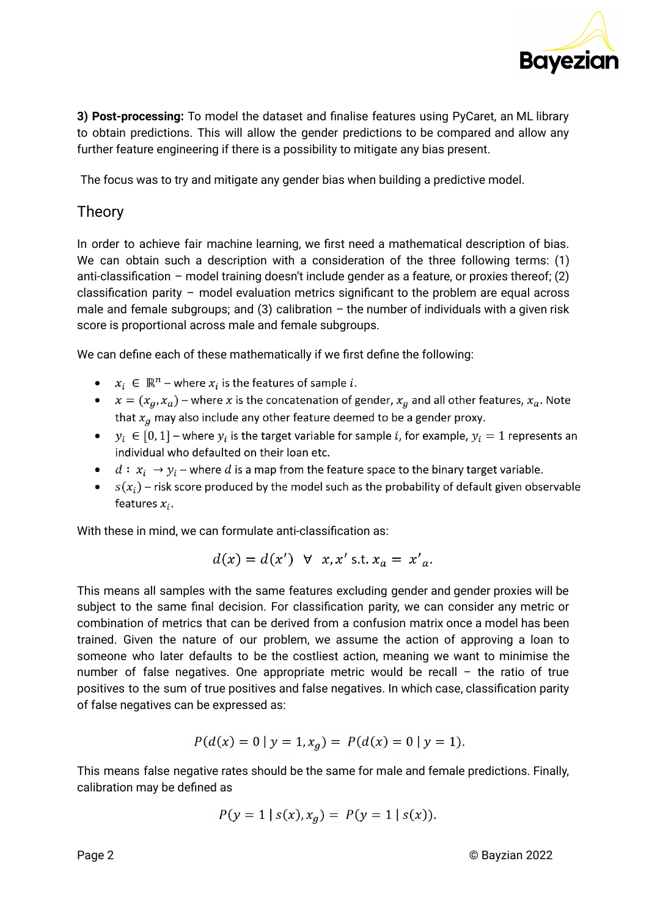**3) Post-processing:** To model the dataset and finalise features using PyCaret, an ML library to obtain predictions. This will allow the gender predictions to be compared and allow any further feature engineering if there is a possibility to mitigate any bias present.

The focus was to try and mitigate any gender bias when building a predictive model.

## Theory

In order to achieve fair machine learning, we first need a mathematical description of bias. We can obtain such a description with a consideration of the three following terms: (1) anti-classification – model training doesn't include gender as a feature, or proxies thereof; (2) classification parity – model evaluation metrics significant to the problem are equal across male and female subgroups; and (3) calibration – the number of individuals with a given risk score is proportional across male and female subgroups.

We can define each of these mathematically if we first define the following:

- $x_i \in \mathbb{R}^n$ – where $x_i$ is the features of sample $i$.
- $x = (x_g, x_a)$ – where $x$ is the concatenation of gender, $x_g$ and all other features, $x_a$. Note that $x_g$ may also include any other feature deemed to be a gender proxy.
- $y_i \in [0, 1]$ – where $y_i$ is the target variable for sample $i$, for example, $y_i = 1$ represents an individual who defaulted on their loan etc.
- $d : x_i \rightarrow y_i$ – where $d$ is a map from the feature space to the binary target variable.
- $s(x_i)$ – risk score produced by the model such as the probability of default given observable features $x_i$.

With these in mind, we can formulate anti-classification as:

$$d(x) = d(x') \;\; \forall \;\; x, x' \text{ s.t. } x_a = x'_a.$$

This means all samples with the same features excluding gender and gender proxies will be subject to the same final decision. For classification parity, we can consider any metric or combination of metrics that can be derived from a confusion matrix once a model has been trained. Given the nature of our problem, we assume the action of approving a loan to someone who later defaults to be the costliest action, meaning we want to minimise the number of false negatives. One appropriate metric would be recall – the ratio of true positives to the sum of true positives and false negatives. In which case, classification parity of false negatives can be expressed as:

$$P(d(x) = 0 \mid y = 1, x_g) = P(d(x) = 0 \mid y = 1).$$

This means false negative rates should be the same for male and female predictions. Finally, calibration may be defined as

$$P(y = 1 \mid s(x), x_g) = P(y = 1 \mid s(x)).$$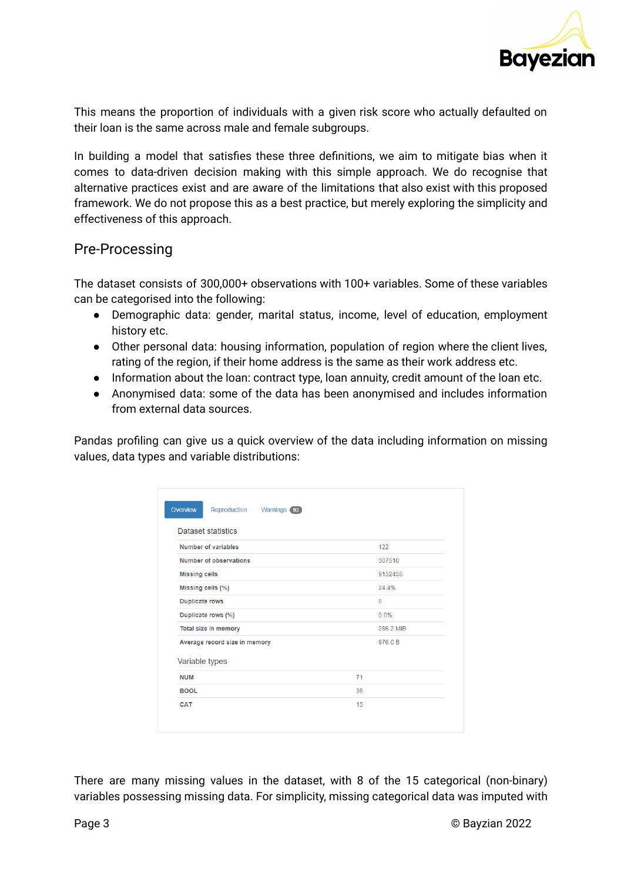This means the proportion of individuals with a given risk score who actually defaulted on their loan is the same across male and female subgroups.

In building a model that satisfies these three definitions, we aim to mitigate bias when it comes to data-driven decision making with this simple approach. We do recognise that alternative practices exist and are aware of the limitations that also exist with this proposed framework. We do not propose this as a best practice, but merely exploring the simplicity and effectiveness of this approach.

## Pre-Processing

The dataset consists of 300,000+ observations with 100+ variables. Some of these variables can be categorised into the following:

- Demographic data: gender, marital status, income, level of education, employment history etc.
- Other personal data: housing information, population of region where the client lives, rating of the region, if their home address is the same as their work address etc.
- Information about the loan: contract type, loan annuity, credit amount of the loan etc.
- Anonymised data: some of the data has been anonymised and includes information from external data sources.

Pandas profiling can give us a quick overview of the data including information on missing values, data types and variable distributions:

Overview | Reproduction | Warnings 93

**Dataset statistics**

| | |
|---|---|
| Number of variables | 122 |
| Number of observations | 307510 |
| Missing cells | 9152455 |
| Missing cells (%) | 24.4% |
| Duplicate rows | 0 |
| Duplicate rows (%) | 0.0% |
| Total size in memory | 286.2 MiB |
| Average record size in memory | 976.0 B |

**Variable types**

| | |
|---|---|
| NUM | 71 |
| BOOL | 36 |
| CAT | 15 |

There are many missing values in the dataset, with 8 of the 15 categorical (non-binary) variables possessing missing data. For simplicity, missing categorical data was imputed with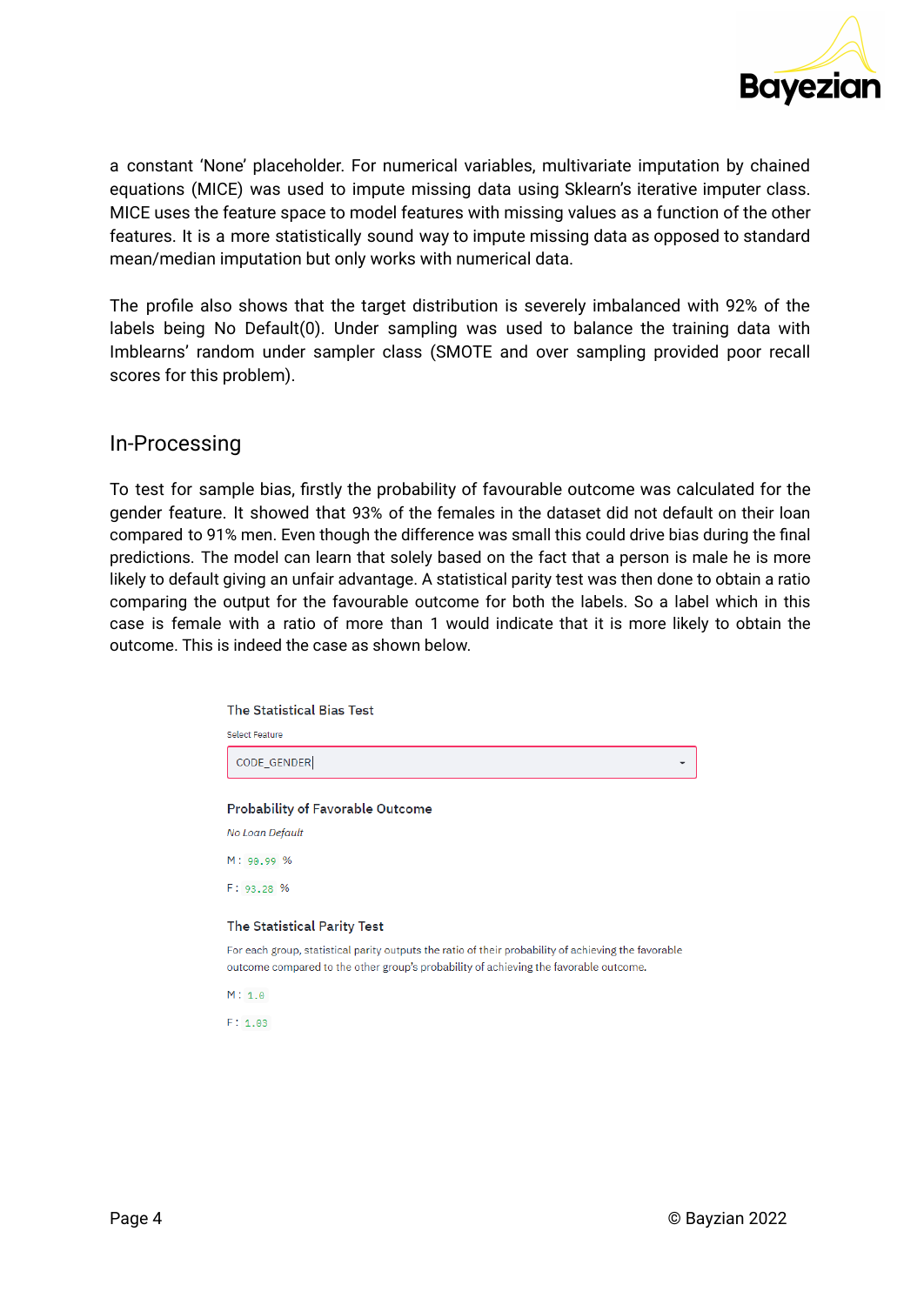a constant 'None' placeholder. For numerical variables, multivariate imputation by chained equations (MICE) was used to impute missing data using Sklearn's iterative imputer class. MICE uses the feature space to model features with missing values as a function of the other features. It is a more statistically sound way to impute missing data as opposed to standard mean/median imputation but only works with numerical data.

The profile also shows that the target distribution is severely imbalanced with 92% of the labels being No Default(0). Under sampling was used to balance the training data with Imblearns' random under sampler class (SMOTE and over sampling provided poor recall scores for this problem).

## In-Processing

To test for sample bias, firstly the probability of favourable outcome was calculated for the gender feature. It showed that 93% of the females in the dataset did not default on their loan compared to 91% men. Even though the difference was small this could drive bias during the final predictions. The model can learn that solely based on the fact that a person is male he is more likely to default giving an unfair advantage. A statistical parity test was then done to obtain a ratio comparing the output for the favourable outcome for both the labels. So a label which in this case is female with a ratio of more than 1 would indicate that it is more likely to obtain the outcome. This is indeed the case as shown below.

The Statistical Bias Test

Select Feature

CODE_GENDER

**Probability of Favorable Outcome**

*No Loan Default*

M : 90.99 %

F : 93.28 %

**The Statistical Parity Test**

For each group, statistical parity outputs the ratio of their probability of achieving the favorable outcome compared to the other group's probability of achieving the favorable outcome.

M : 1.0

F : 1.03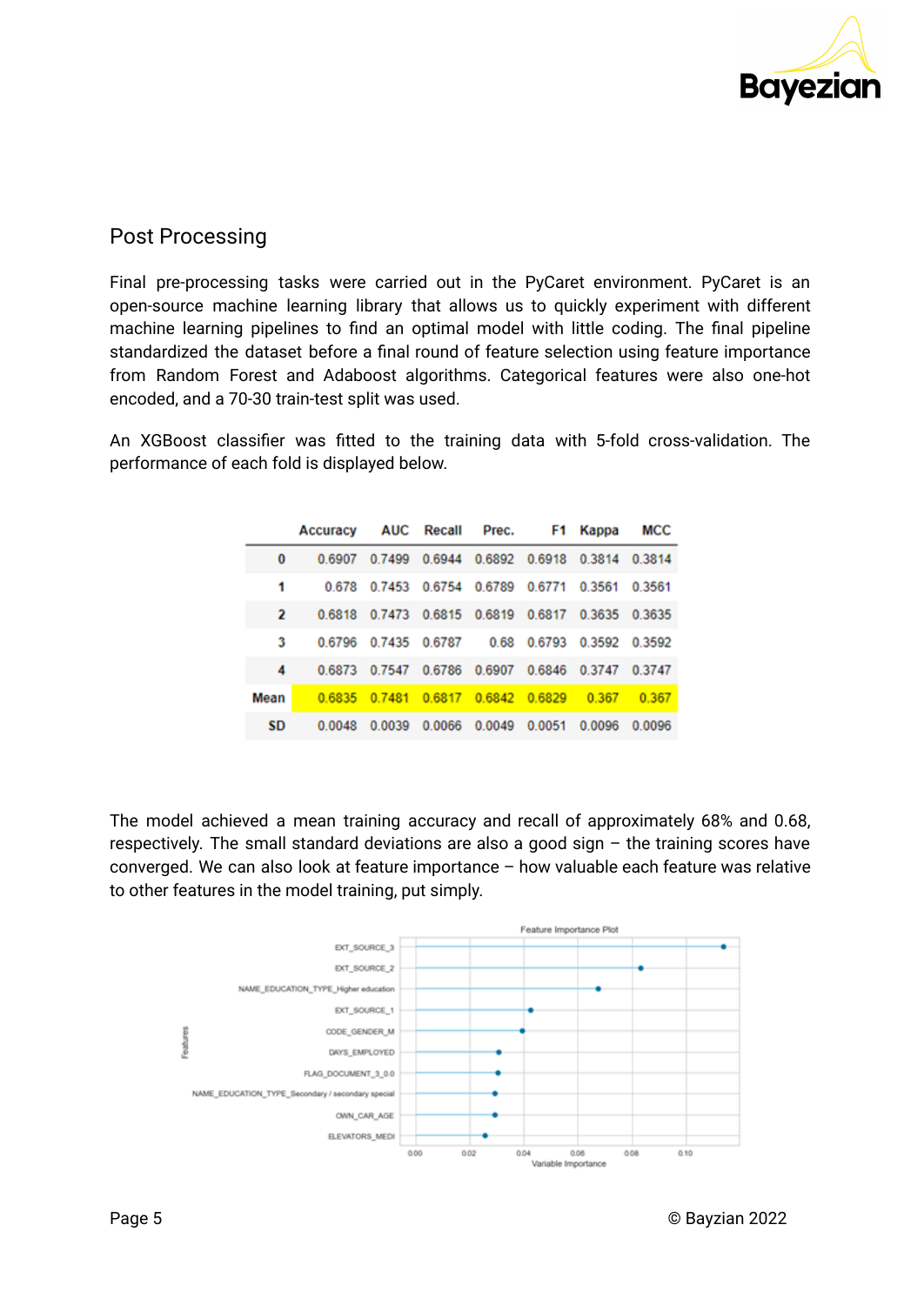## Post Processing

Final pre-processing tasks were carried out in the PyCaret environment. PyCaret is an open-source machine learning library that allows us to quickly experiment with different machine learning pipelines to find an optimal model with little coding. The final pipeline standardized the dataset before a final round of feature selection using feature importance from Random Forest and Adaboost algorithms. Categorical features were also one-hot encoded, and a 70-30 train-test split was used.

An XGBoost classifier was fitted to the training data with 5-fold cross-validation. The performance of each fold is displayed below.

| | Accuracy | AUC | Recall | Prec. | F1 | Kappa | MCC |
|---|---|---|---|---|---|---|---|
| 0 | 0.6907 | 0.7499 | 0.6944 | 0.6892 | 0.6918 | 0.3814 | 0.3814 |
| 1 | 0.678 | 0.7453 | 0.6754 | 0.6789 | 0.6771 | 0.3561 | 0.3561 |
| 2 | 0.6818 | 0.7473 | 0.6815 | 0.6819 | 0.6817 | 0.3635 | 0.3635 |
| 3 | 0.6796 | 0.7435 | 0.6787 | 0.68 | 0.6793 | 0.3592 | 0.3592 |
| 4 | 0.6873 | 0.7547 | 0.6786 | 0.6907 | 0.6846 | 0.3747 | 0.3747 |
| **Mean** | 0.6835 | 0.7481 | 0.6817 | 0.6842 | 0.6829 | 0.367 | 0.367 |
| **SD** | 0.0048 | 0.0039 | 0.0066 | 0.0049 | 0.0051 | 0.0096 | 0.0096 |

The model achieved a mean training accuracy and recall of approximately 68% and 0.68, respectively. The small standard deviations are also a good sign – the training scores have converged. We can also look at feature importance – how valuable each feature was relative to other features in the model training, put simply.

Feature Importance Plot

| Features | Variable Importance (approx.) |
|---|---|
| EXT_SOURCE_3 | ~0.114 |
| EXT_SOURCE_2 | ~0.083 |
| NAME_EDUCATION_TYPE_Higher education | ~0.068 |
| EXT_SOURCE_1 | ~0.043 |
| CODE_GENDER_M | ~0.040 |
| DAYS_EMPLOYED | ~0.031 |
| FLAG_DOCUMENT_3_0.0 | ~0.031 |
| NAME_EDUCATION_TYPE_Secondary / secondary special | ~0.030 |
| OWN_CAR_AGE | ~0.030 |
| ELEVATORS_MEDI | ~0.026 |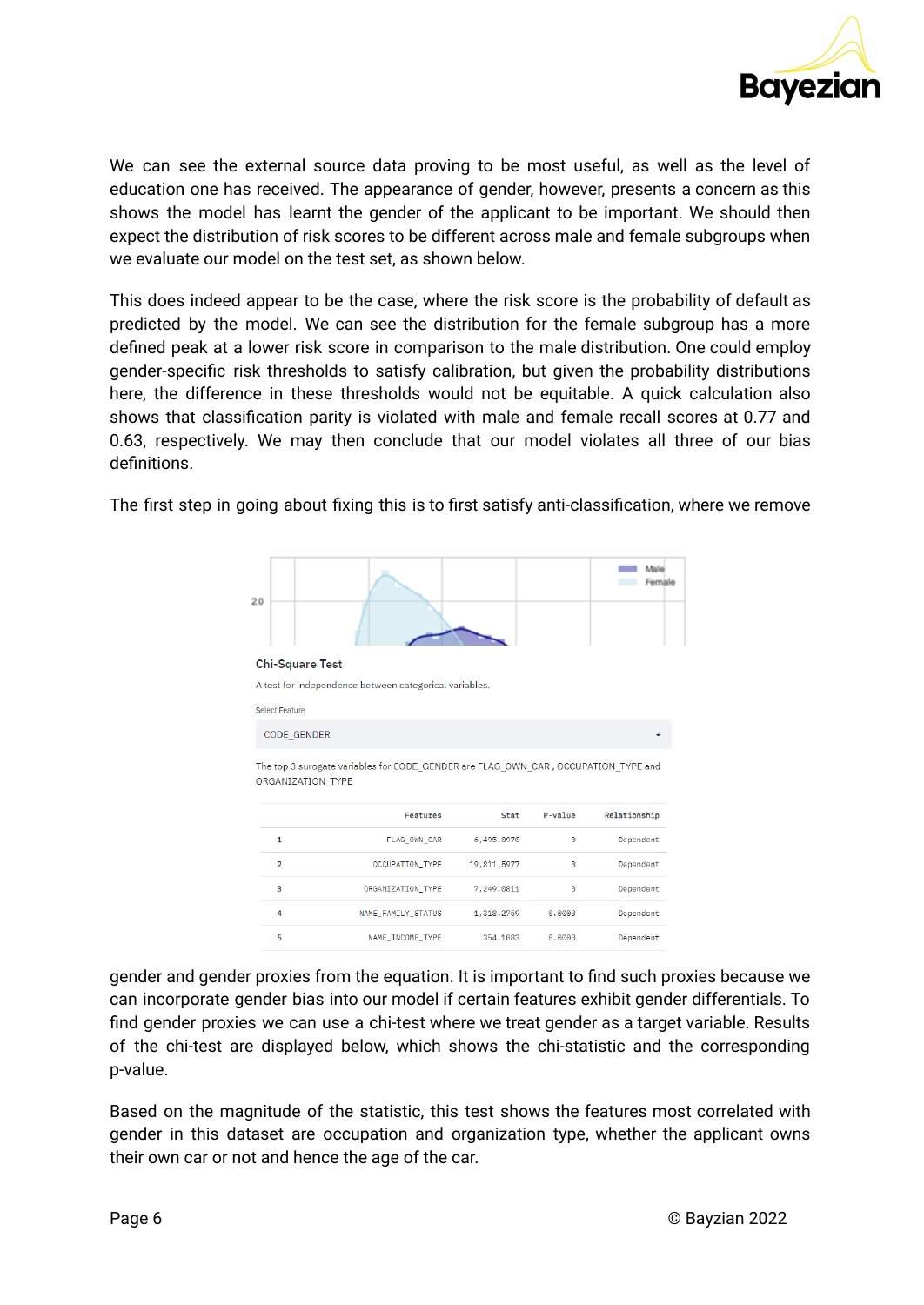We can see the external source data proving to be most useful, as well as the level of education one has received. The appearance of gender, however, presents a concern as this shows the model has learnt the gender of the applicant to be important. We should then expect the distribution of risk scores to be different across male and female subgroups when we evaluate our model on the test set, as shown below.

This does indeed appear to be the case, where the risk score is the probability of default as predicted by the model. We can see the distribution for the female subgroup has a more defined peak at a lower risk score in comparison to the male distribution. One could employ gender-specific risk thresholds to satisfy calibration, but given the probability distributions here, the difference in these thresholds would not be equitable. A quick calculation also shows that classification parity is violated with male and female recall scores at 0.77 and 0.63, respectively. We may then conclude that our model violates all three of our bias definitions.

The first step in going about fixing this is to first satisfy anti-classification, where we remove gender and gender proxies from the equation. It is important to find such proxies because we can incorporate gender bias into our model if certain features exhibit gender differentials. To find gender proxies we can use a chi-test where we treat gender as a target variable. Results of the chi-test are displayed below, which shows the chi-statistic and the corresponding p-value.

**Chi-Square Test**

A test for independence between categorical variables.

Select Feature

CODE_GENDER

The top 3 surogate variables for CODE_GENDER are FLAG_OWN_CAR , OCCUPATION_TYPE and ORGANIZATION_TYPE

| | Features | Stat | P-value | Relationship |
|---|---|---|---|---|
| 1 | FLAG_OWN_CAR | 6,495.0970 | 0 | Dependent |
| 2 | OCCUPATION_TYPE | 19,811.5977 | 0 | Dependent |
| 3 | ORGANIZATION_TYPE | 7,249.0811 | 0 | Dependent |
| 4 | NAME_FAMILY_STATUS | 1,318.2759 | 0.0000 | Dependent |
| 5 | NAME_INCOME_TYPE | 354.1683 | 0.0000 | Dependent |

Based on the magnitude of the statistic, this test shows the features most correlated with gender in this dataset are occupation and organization type, whether the applicant owns their own car or not and hence the age of the car.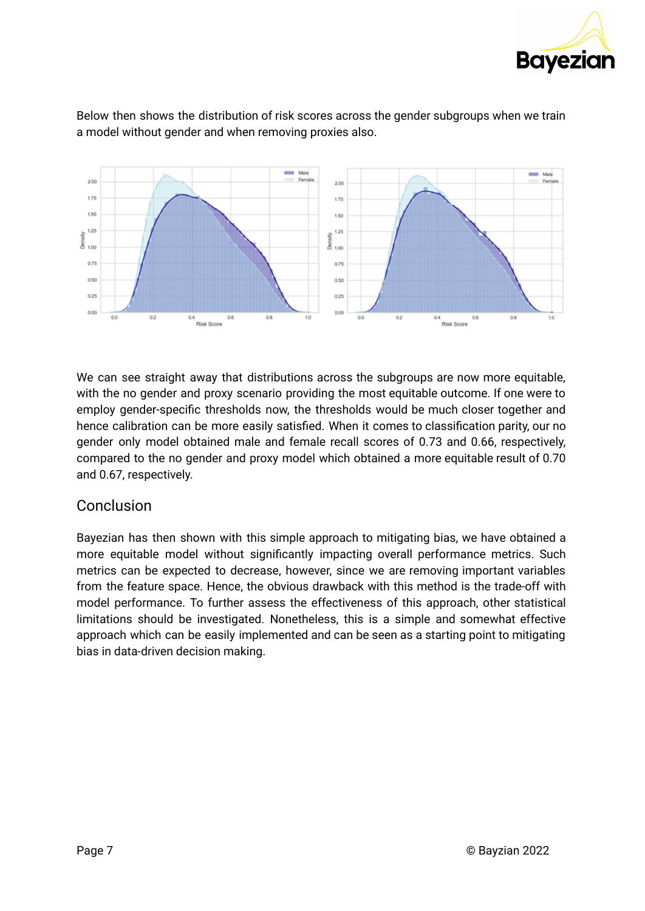Below then shows the distribution of risk scores across the gender subgroups when we train a model without gender and when removing proxies also.

Male
Female
Density
Risk Score
0.0 0.2 0.4 0.6 0.8 1.0
0.00 0.25 0.50 0.75 1.00 1.25 1.50 1.75 2.00

Male
Female
Density
Risk Score
0.0 0.2 0.4 0.6 0.8 1.0
0.00 0.25 0.50 0.75 1.00 1.25 1.50 1.75 2.00

We can see straight away that distributions across the subgroups are now more equitable, with the no gender and proxy scenario providing the most equitable outcome. If one were to employ gender-specific thresholds now, the thresholds would be much closer together and hence calibration can be more easily satisfied. When it comes to classification parity, our no gender only model obtained male and female recall scores of 0.73 and 0.66, respectively, compared to the no gender and proxy model which obtained a more equitable result of 0.70 and 0.67, respectively.

## Conclusion

Bayezian has then shown with this simple approach to mitigating bias, we have obtained a more equitable model without significantly impacting overall performance metrics. Such metrics can be expected to decrease, however, since we are removing important variables from the feature space. Hence, the obvious drawback with this method is the trade-off with model performance. To further assess the effectiveness of this approach, other statistical limitations should be investigated. Nonetheless, this is a simple and somewhat effective approach which can be easily implemented and can be seen as a starting point to mitigating bias in data-driven decision making.